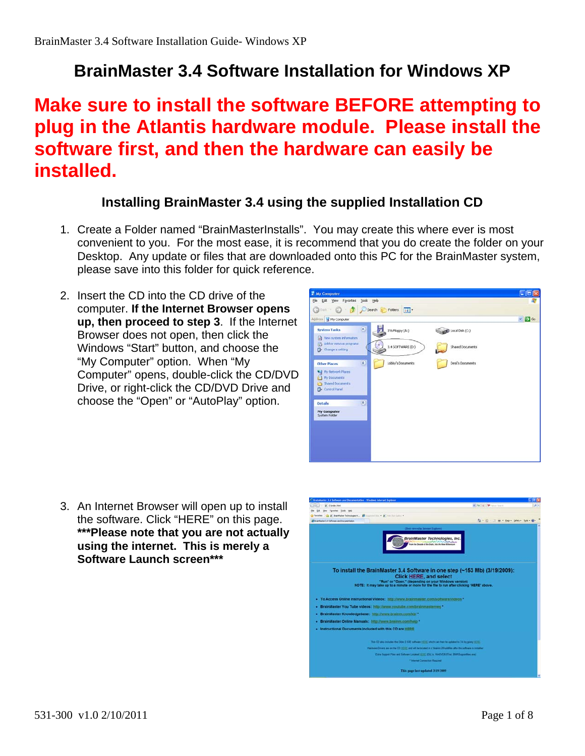# BrainMaster 3.4 Software Installation for Windows XP

**Make sure to install the software BEFORE attempting to plug in the Atlantis hardware module. Please install the software first, and then the hardware can easily be installed.**

### Installing BrainMaster 3.4 using the supplied Installation CD

1. Create a Folder named "BrainMasterInstalls". You may create this where ever is most convenient to you. For the most ease, it is recommend that you do create the folder on your Desktop. Any update or files that are downloaded onto this PC for the BrainMaster system, please save into this folder for quick reference.

2. Insert the CD into the CD drive of the computer. **If the Internet Browser opens up, then proceed to step 3**. If the Internet Browser does not open, then click the Windows "Start" button, and choose the "My Computer" option. When "My Computer" opens, double-click the CD/DVD Drive, or right-click the CD/DVD Drive and choose the "Open" or "AutoPlay" option.

3. An Internet Browser will open up to install the software. Click "HERE" on this page. **\*\*\*Please note that you are not actually using the internet. This is merely a Software Launch screen\*\*\***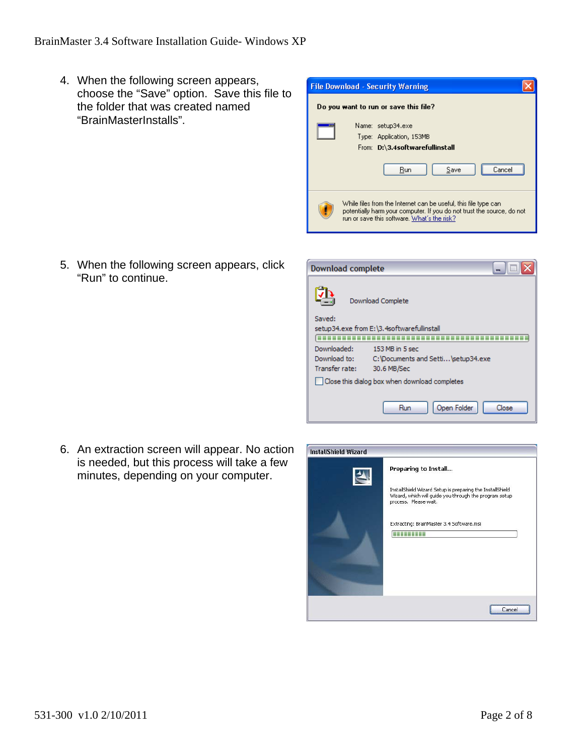4. When the following screen appears, choose the “Save” option. Save this file to the folder that was created named “BrainMasterInstalls”.

5. When the following screen appears, click “Run” to continue.

6. An extraction screen will appear. No action is needed, but this process will take a few minutes, depending on your computer.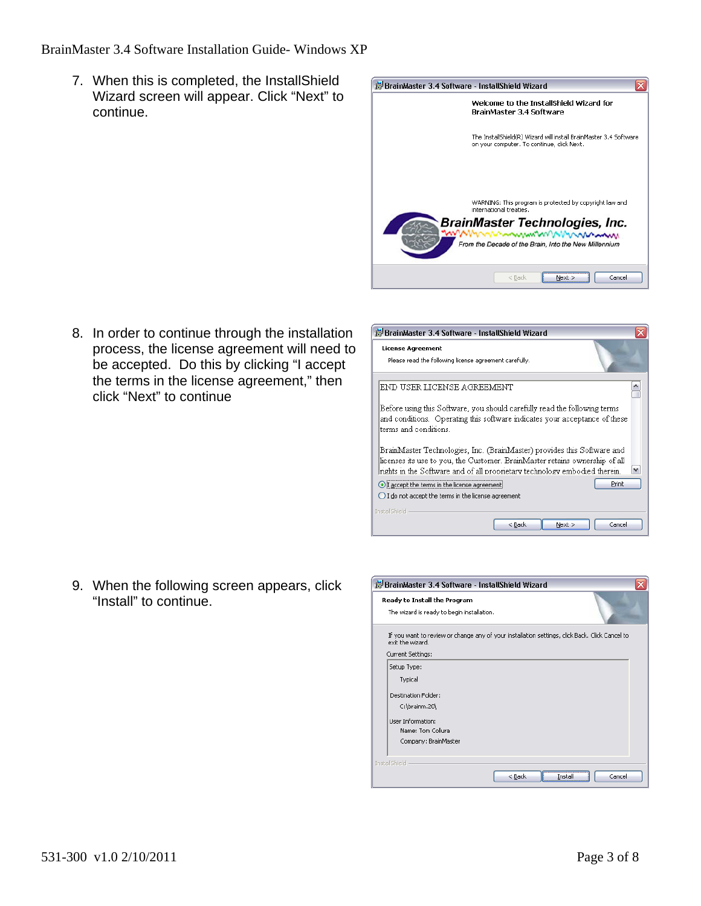7. When this is completed, the InstallShield Wizard screen will appear. Click “Next” to continue.

8. In order to continue through the installation process, the license agreement will need to be accepted. Do this by clicking “I accept the terms in the license agreement,” then click “Next” to continue

9. When the following screen appears, click “Install” to continue.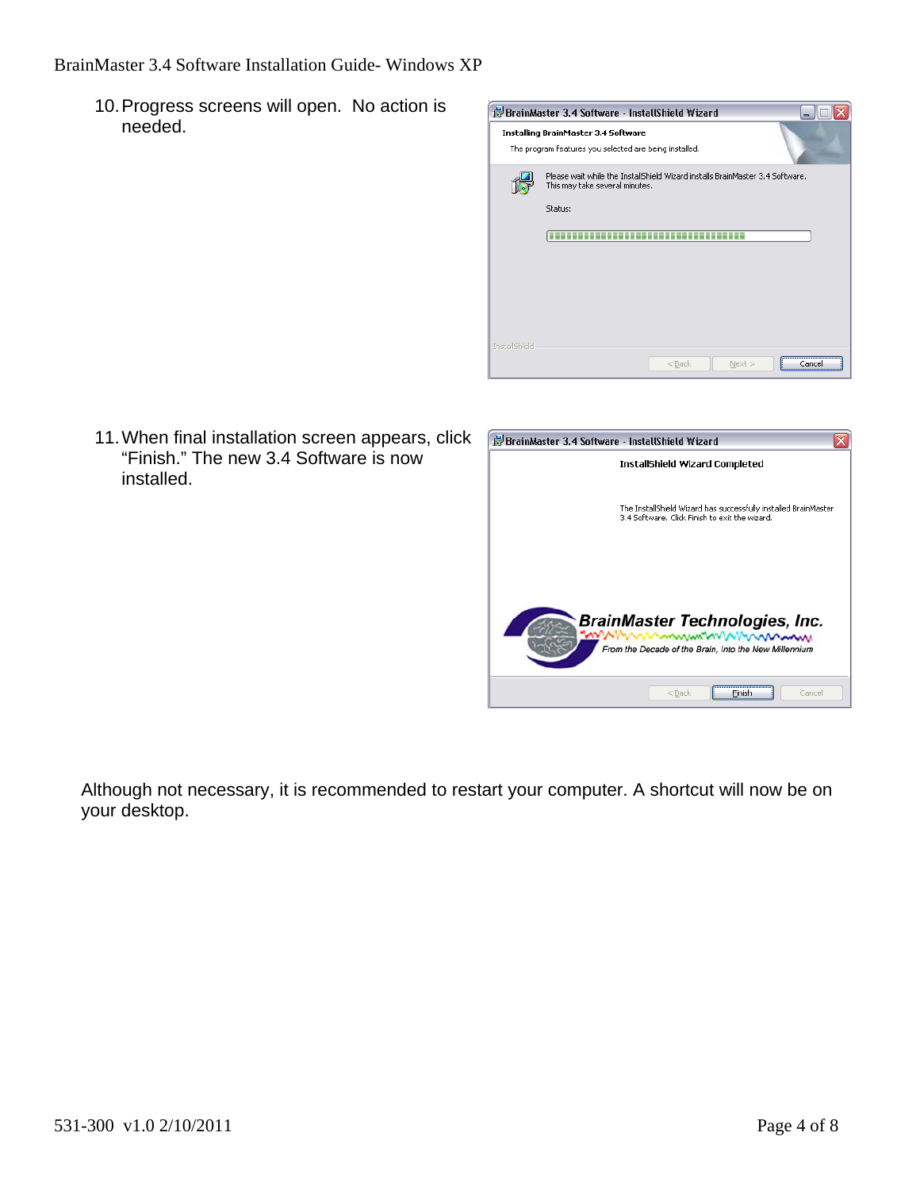10. Progress screens will open. No action is needed.

11. When final installation screen appears, click "Finish." The new 3.4 Software is now installed.

Although not necessary, it is recommended to restart your computer. A shortcut will now be on your desktop.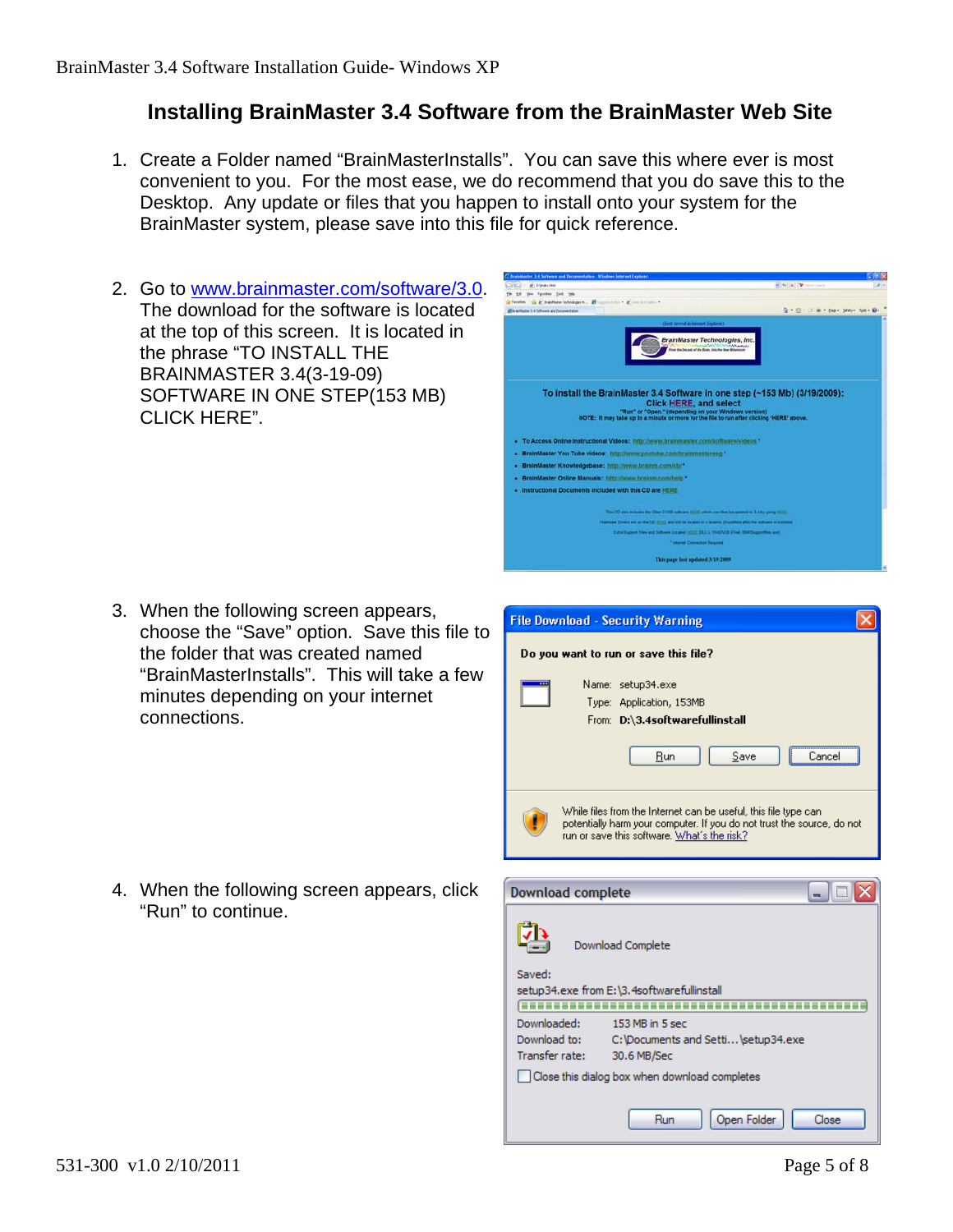# Installing BrainMaster 3.4 Software from the BrainMaster Web Site

1. Create a Folder named “BrainMasterInstalls”. You can save this where ever is most convenient to you. For the most ease, we do recommend that you do save this to the Desktop. Any update or files that you happen to install onto your system for the BrainMaster system, please save into this file for quick reference.

2. Go to www.brainmaster.com/software/3.0. The download for the software is located at the top of this screen. It is located in the phrase “TO INSTALL THE BRAINMASTER 3.4(3-19-09) SOFTWARE IN ONE STEP(153 MB) CLICK HERE”.

3. When the following screen appears, choose the “Save” option. Save this file to the folder that was created named “BrainMasterInstalls”. This will take a few minutes depending on your internet connections.

4. When the following screen appears, click “Run” to continue.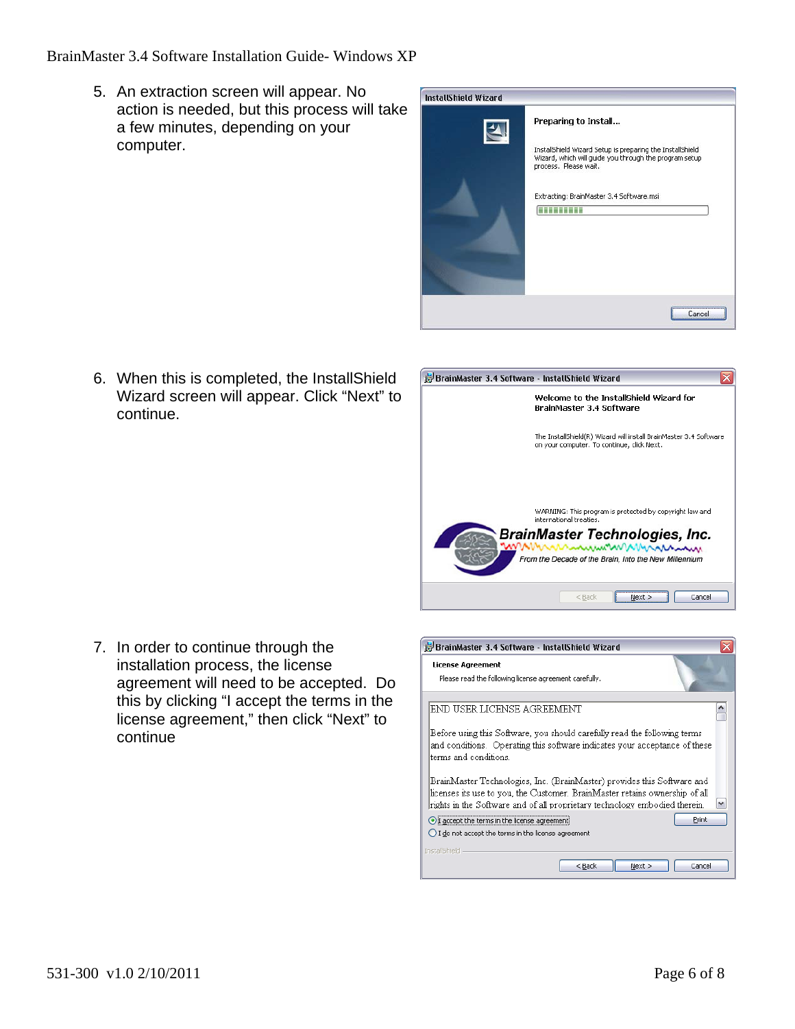5. An extraction screen will appear. No action is needed, but this process will take a few minutes, depending on your computer.

6. When this is completed, the InstallShield Wizard screen will appear. Click "Next" to continue.

7. In order to continue through the installation process, the license agreement will need to be accepted. Do this by clicking "I accept the terms in the license agreement," then click "Next" to continue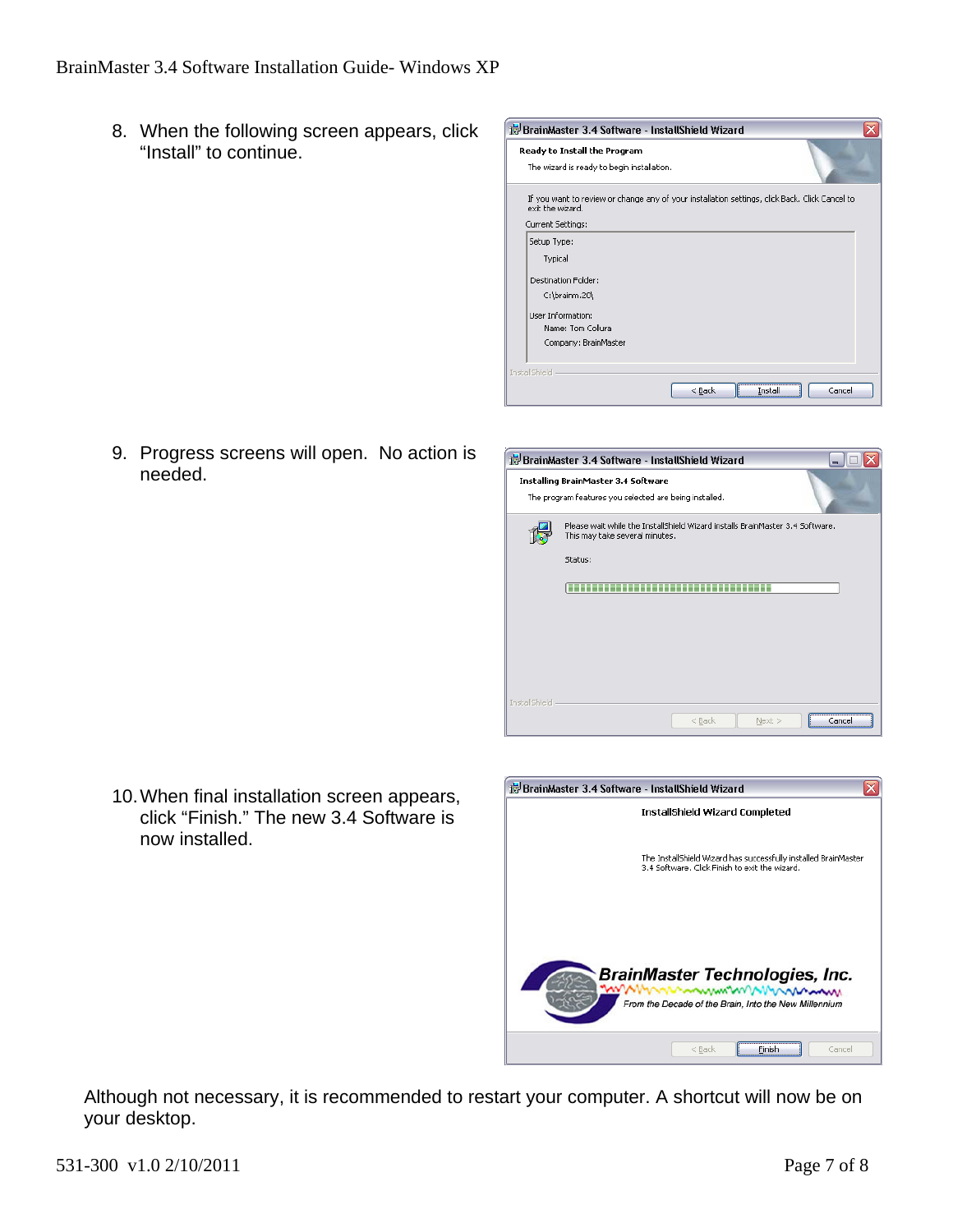8. When the following screen appears, click “Install” to continue.

9. Progress screens will open. No action is needed.

10. When final installation screen appears, click “Finish.” The new 3.4 Software is now installed.

Although not necessary, it is recommended to restart your computer. A shortcut will now be on your desktop.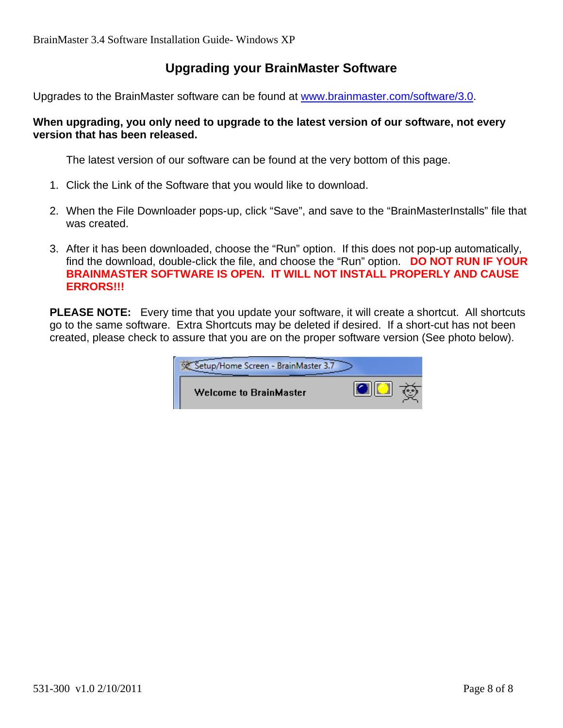## Upgrading your BrainMaster Software

Upgrades to the BrainMaster software can be found at www.brainmaster.com/software/3.0.

**When upgrading, you only need to upgrade to the latest version of our software, not every version that has been released.**

The latest version of our software can be found at the very bottom of this page.

1. Click the Link of the Software that you would like to download.
2. When the File Downloader pops-up, click "Save", and save to the "BrainMasterInstalls" file that was created.
3. After it has been downloaded, choose the "Run" option. If this does not pop-up automatically, find the download, double-click the file, and choose the "Run" option. **DO NOT RUN IF YOUR BRAINMASTER SOFTWARE IS OPEN. IT WILL NOT INSTALL PROPERLY AND CAUSE ERRORS!!!**

**PLEASE NOTE:** Every time that you update your software, it will create a shortcut. All shortcuts go to the same software. Extra Shortcuts may be deleted if desired. If a short-cut has not been created, please check to assure that you are on the proper software version (See photo below).